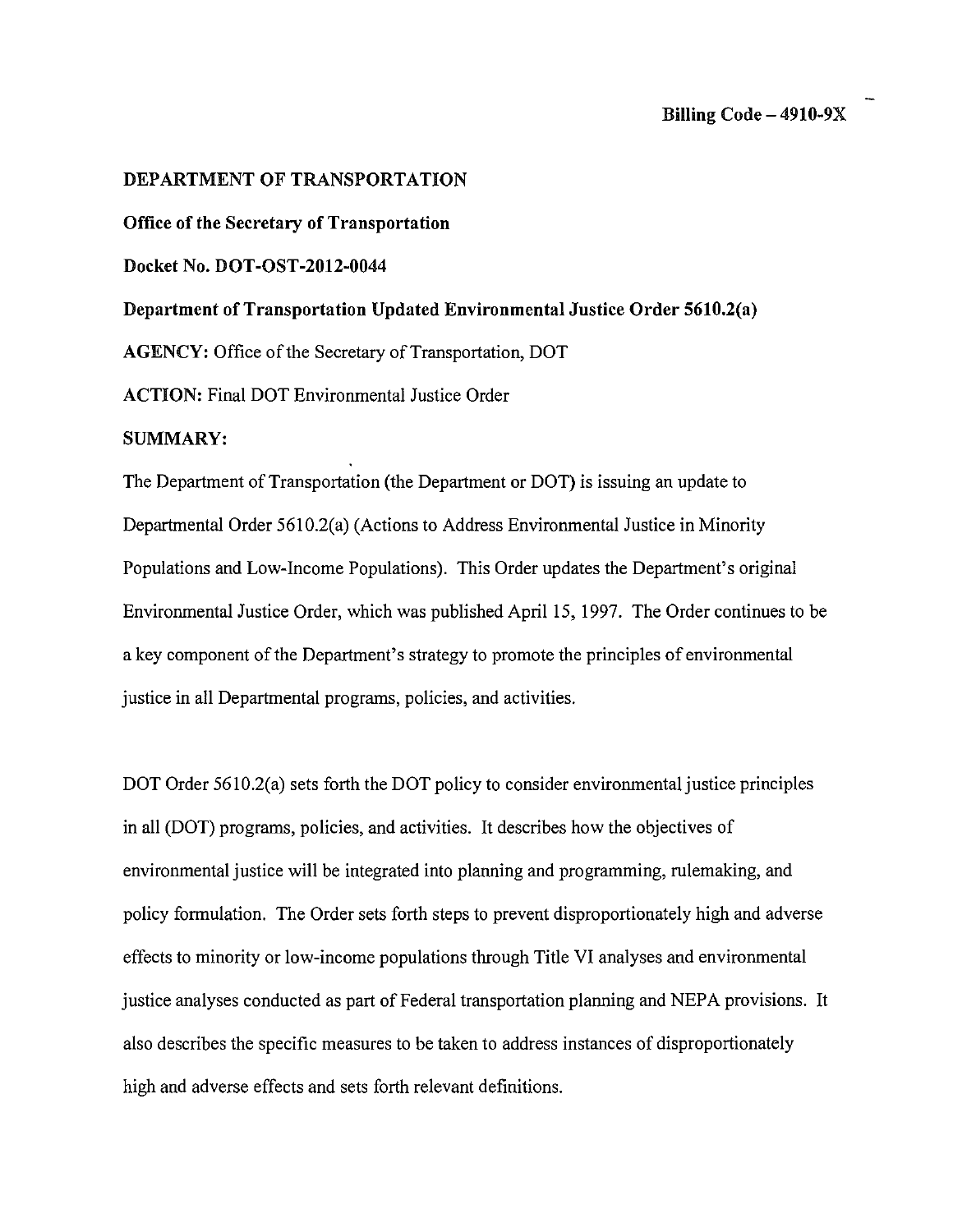**Billing Code – 4910-9X**

**DEPARTMENT OF TRANSPORTATION**

**Office of the Secretary of Transportation**

**Docket No. DOT-OST-2012-0044**

**Department of Transportation Updated Environmental Justice Order 5610.2(a)**

**AGENCY:** Office of the Secretary of Transportation, DOT

**ACTION:** Final DOT Environmental Justice Order

**SUMMARY:**

The Department of Transportation (the Department or DOT) is issuing an update to Departmental Order 5610.2(a) (Actions to Address Environmental Justice in Minority Populations and Low-Income Populations). This Order updates the Department's original Environmental Justice Order, which was published April 15, 1997. The Order continues to be a key component of the Department's strategy to promote the principles of environmental justice in all Departmental programs, policies, and activities.

DOT Order 5610.2(a) sets forth the DOT policy to consider environmental justice principles in all (DOT) programs, policies, and activities. It describes how the objectives of environmental justice will be integrated into planning and programming, rulemaking, and policy formulation. The Order sets forth steps to prevent disproportionately high and adverse effects to minority or low-income populations through Title VI analyses and environmental justice analyses conducted as part of Federal transportation planning and NEPA provisions. It also describes the specific measures to be taken to address instances of disproportionately high and adverse effects and sets forth relevant definitions.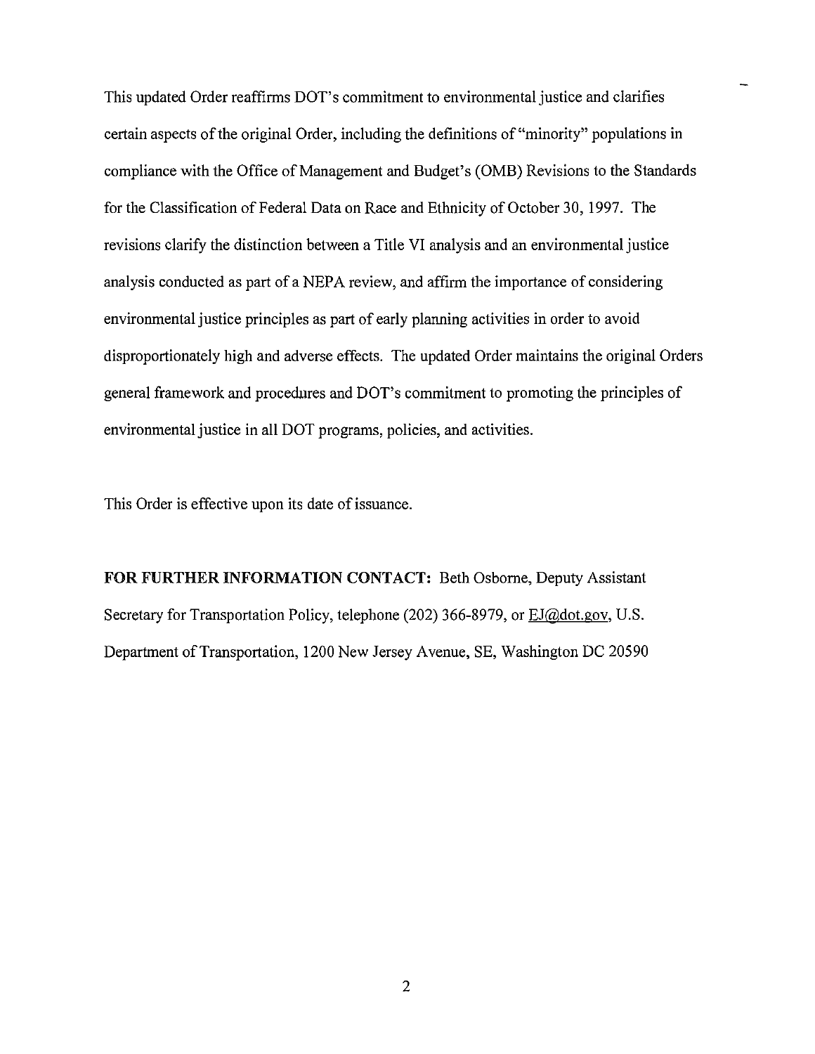This updated Order reaffirms DOT's commitment to environmental justice and clarifies certain aspects of the original Order, including the definitions of "minority" populations in compliance with the Office of Management and Budget's (OMB) Revisions to the Standards for the Classification of Federal Data on Race and Ethnicity of October 30, 1997. The revisions clarify the distinction between a Title VI analysis and an environmental justice analysis conducted as part of a NEPA review, and affirm the importance of considering environmental justice principles as part of early planning activities in order to avoid disproportionately high and adverse effects. The updated Order maintains the original Orders general framework and procedures and DOT's commitment to promoting the principles of environmental justice in all DOT programs, policies, and activities.

This Order is effective upon its date of issuance.

**FOR FURTHER INFORMATION CONTACT:** Beth Osborne, Deputy Assistant Secretary for Transportation Policy, telephone (202) 366-8979, or EJ@dot.gov, U.S. Department of Transportation, 1200 New Jersey Avenue, SE, Washington DC 20590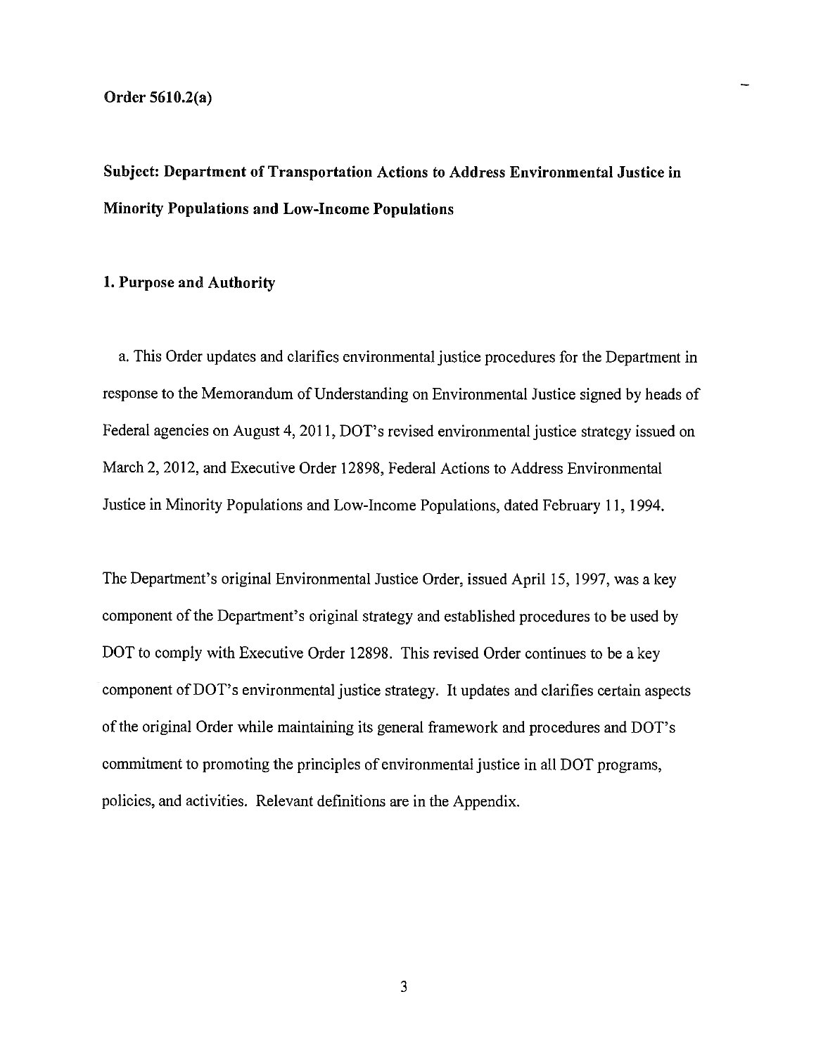**Order 5610.2(a)**

## Subject: Department of Transportation Actions to Address Environmental Justice in Minority Populations and Low-Income Populations

### 1. Purpose and Authority

a. This Order updates and clarifies environmental justice procedures for the Department in response to the Memorandum of Understanding on Environmental Justice signed by heads of Federal agencies on August 4, 2011, DOT's revised environmental justice strategy issued on March 2, 2012, and Executive Order 12898, Federal Actions to Address Environmental Justice in Minority Populations and Low-Income Populations, dated February 11, 1994.

The Department's original Environmental Justice Order, issued April 15, 1997, was a key component of the Department's original strategy and established procedures to be used by DOT to comply with Executive Order 12898. This revised Order continues to be a key component of DOT's environmental justice strategy. It updates and clarifies certain aspects of the original Order while maintaining its general framework and procedures and DOT's commitment to promoting the principles of environmental justice in all DOT programs, policies, and activities. Relevant definitions are in the Appendix.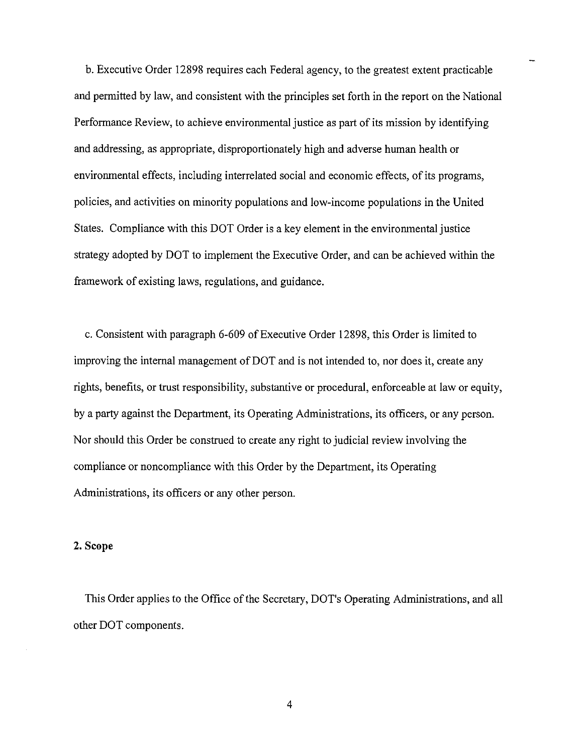b. Executive Order 12898 requires each Federal agency, to the greatest extent practicable and permitted by law, and consistent with the principles set forth in the report on the National Performance Review, to achieve environmental justice as part of its mission by identifying and addressing, as appropriate, disproportionately high and adverse human health or environmental effects, including interrelated social and economic effects, of its programs, policies, and activities on minority populations and low-income populations in the United States. Compliance with this DOT Order is a key element in the environmental justice strategy adopted by DOT to implement the Executive Order, and can be achieved within the framework of existing laws, regulations, and guidance.

c. Consistent with paragraph 6-609 of Executive Order 12898, this Order is limited to improving the internal management of DOT and is not intended to, nor does it, create any rights, benefits, or trust responsibility, substantive or procedural, enforceable at law or equity, by a party against the Department, its Operating Administrations, its officers, or any person. Nor should this Order be construed to create any right to judicial review involving the compliance or noncompliance with this Order by the Department, its Operating Administrations, its officers or any other person.

**2. Scope**

This Order applies to the Office of the Secretary, DOT's Operating Administrations, and all other DOT components.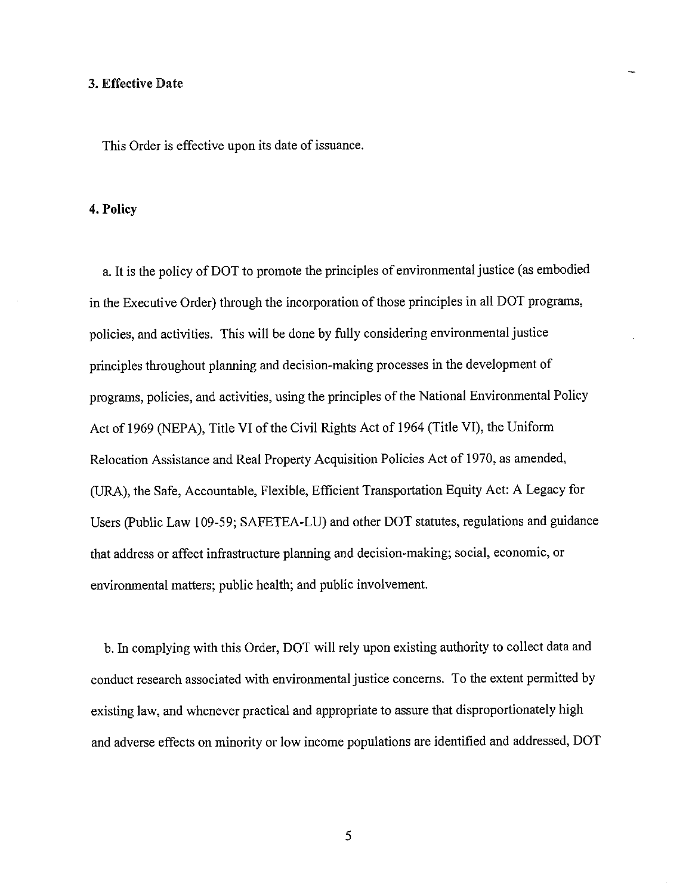## 3. Effective Date

This Order is effective upon its date of issuance.

## 4. Policy

a. It is the policy of DOT to promote the principles of environmental justice (as embodied in the Executive Order) through the incorporation of those principles in all DOT programs, policies, and activities. This will be done by fully considering environmental justice principles throughout planning and decision-making processes in the development of programs, policies, and activities, using the principles of the National Environmental Policy Act of 1969 (NEPA), Title VI of the Civil Rights Act of 1964 (Title VI), the Uniform Relocation Assistance and Real Property Acquisition Policies Act of 1970, as amended, (URA), the Safe, Accountable, Flexible, Efficient Transportation Equity Act: A Legacy for Users (Public Law 109-59; SAFETEA-LU) and other DOT statutes, regulations and guidance that address or affect infrastructure planning and decision-making; social, economic, or environmental matters; public health; and public involvement.

b. In complying with this Order, DOT will rely upon existing authority to collect data and conduct research associated with environmental justice concerns. To the extent permitted by existing law, and whenever practical and appropriate to assure that disproportionately high and adverse effects on minority or low income populations are identified and addressed, DOT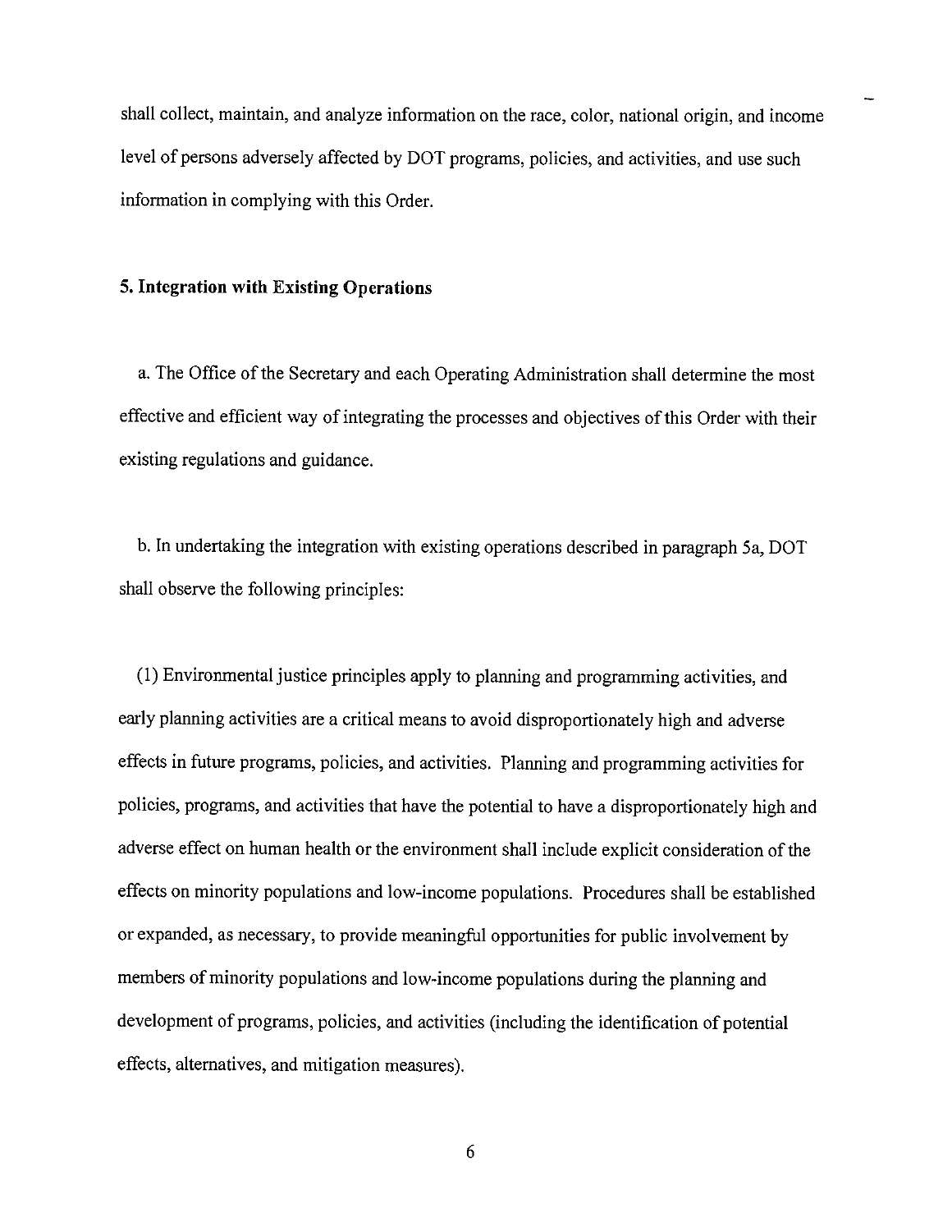shall collect, maintain, and analyze information on the race, color, national origin, and income level of persons adversely affected by DOT programs, policies, and activities, and use such information in complying with this Order.

**5. Integration with Existing Operations**

a. The Office of the Secretary and each Operating Administration shall determine the most effective and efficient way of integrating the processes and objectives of this Order with their existing regulations and guidance.

b. In undertaking the integration with existing operations described in paragraph 5a, DOT shall observe the following principles:

(1) Environmental justice principles apply to planning and programming activities, and early planning activities are a critical means to avoid disproportionately high and adverse effects in future programs, policies, and activities. Planning and programming activities for policies, programs, and activities that have the potential to have a disproportionately high and adverse effect on human health or the environment shall include explicit consideration of the effects on minority populations and low-income populations. Procedures shall be established or expanded, as necessary, to provide meaningful opportunities for public involvement by members of minority populations and low-income populations during the planning and development of programs, policies, and activities (including the identification of potential effects, alternatives, and mitigation measures).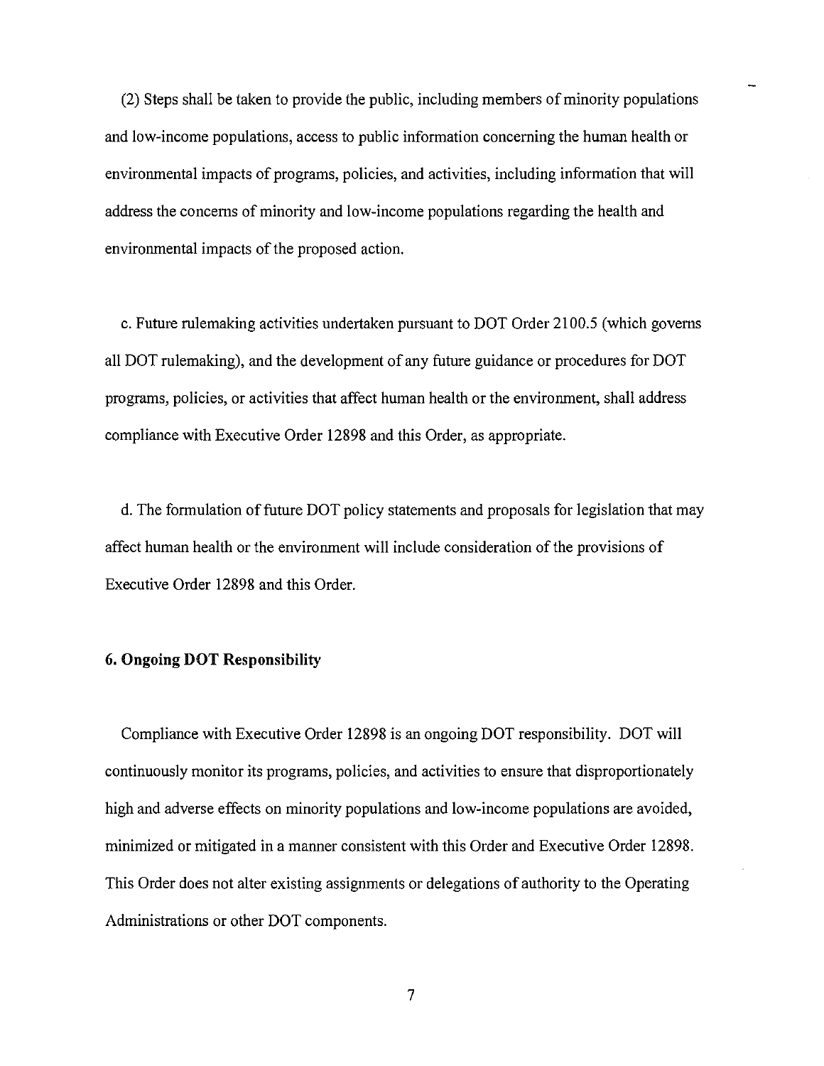(2) Steps shall be taken to provide the public, including members of minority populations and low-income populations, access to public information concerning the human health or environmental impacts of programs, policies, and activities, including information that will address the concerns of minority and low-income populations regarding the health and environmental impacts of the proposed action.

c. Future rulemaking activities undertaken pursuant to DOT Order 2100.5 (which governs all DOT rulemaking), and the development of any future guidance or procedures for DOT programs, policies, or activities that affect human health or the environment, shall address compliance with Executive Order 12898 and this Order, as appropriate.

d. The formulation of future DOT policy statements and proposals for legislation that may affect human health or the environment will include consideration of the provisions of Executive Order 12898 and this Order.

**6. Ongoing DOT Responsibility**

Compliance with Executive Order 12898 is an ongoing DOT responsibility. DOT will continuously monitor its programs, policies, and activities to ensure that disproportionately high and adverse effects on minority populations and low-income populations are avoided, minimized or mitigated in a manner consistent with this Order and Executive Order 12898. This Order does not alter existing assignments or delegations of authority to the Operating Administrations or other DOT components.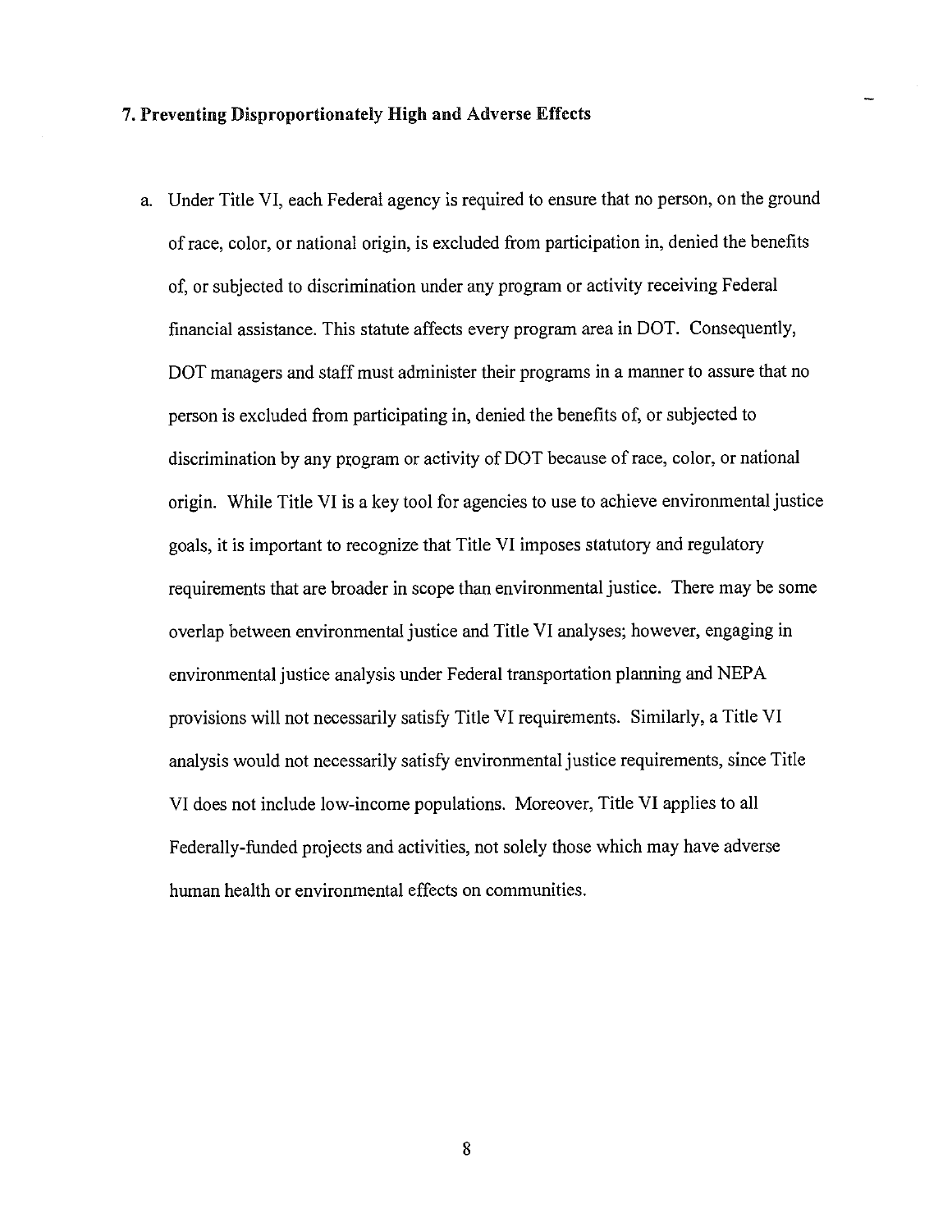### 7. Preventing Disproportionately High and Adverse Effects

a. Under Title VI, each Federal agency is required to ensure that no person, on the ground of race, color, or national origin, is excluded from participation in, denied the benefits of, or subjected to discrimination under any program or activity receiving Federal financial assistance. This statute affects every program area in DOT. Consequently, DOT managers and staff must administer their programs in a manner to assure that no person is excluded from participating in, denied the benefits of, or subjected to discrimination by any program or activity of DOT because of race, color, or national origin. While Title VI is a key tool for agencies to use to achieve environmental justice goals, it is important to recognize that Title VI imposes statutory and regulatory requirements that are broader in scope than environmental justice. There may be some overlap between environmental justice and Title VI analyses; however, engaging in environmental justice analysis under Federal transportation planning and NEPA provisions will not necessarily satisfy Title VI requirements. Similarly, a Title VI analysis would not necessarily satisfy environmental justice requirements, since Title VI does not include low-income populations. Moreover, Title VI applies to all Federally-funded projects and activities, not solely those which may have adverse human health or environmental effects on communities.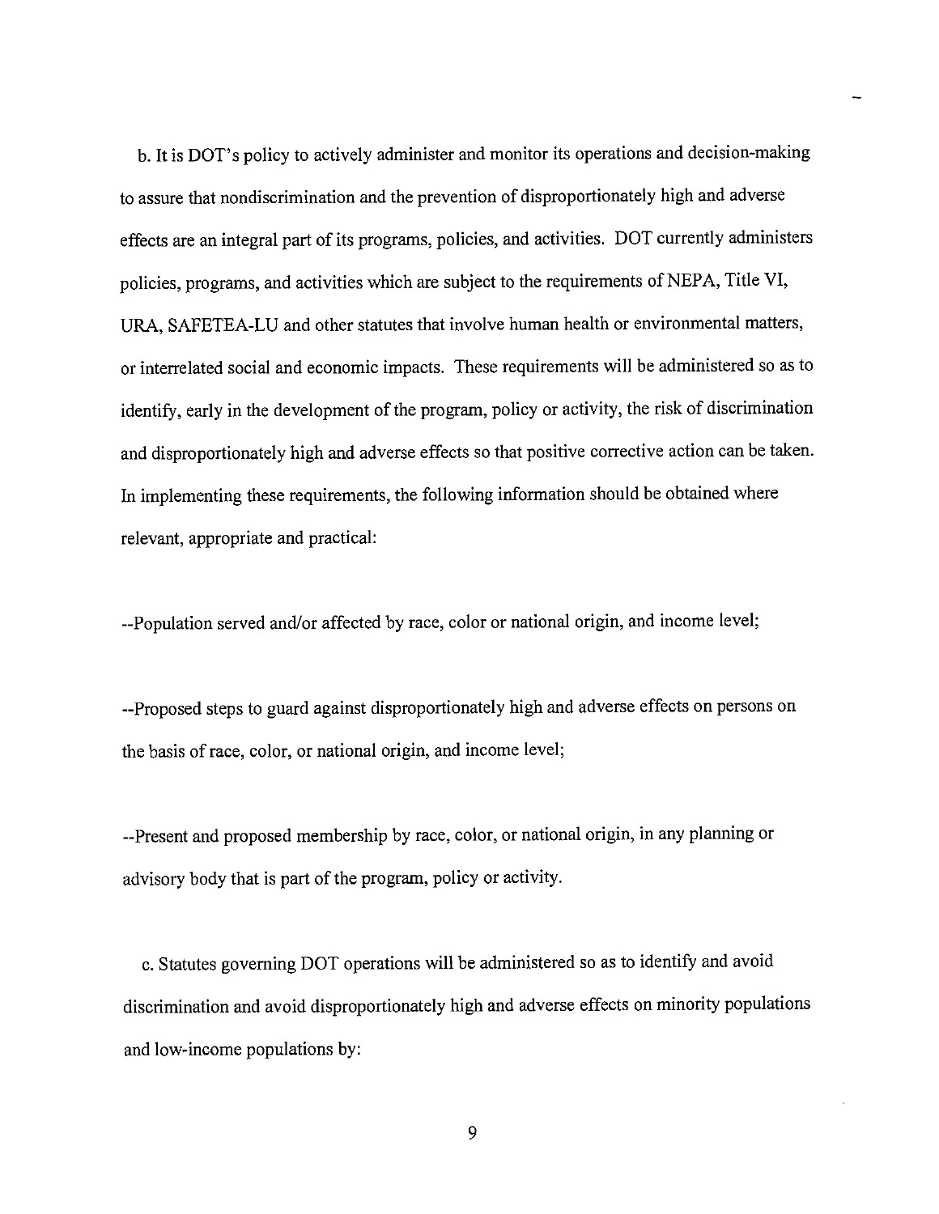b. It is DOT's policy to actively administer and monitor its operations and decision-making to assure that nondiscrimination and the prevention of disproportionately high and adverse effects are an integral part of its programs, policies, and activities. DOT currently administers policies, programs, and activities which are subject to the requirements of NEPA, Title VI, URA, SAFETEA-LU and other statutes that involve human health or environmental matters, or interrelated social and economic impacts. These requirements will be administered so as to identify, early in the development of the program, policy or activity, the risk of discrimination and disproportionately high and adverse effects so that positive corrective action can be taken. In implementing these requirements, the following information should be obtained where relevant, appropriate and practical:

--Population served and/or affected by race, color or national origin, and income level;

--Proposed steps to guard against disproportionately high and adverse effects on persons on the basis of race, color, or national origin, and income level;

--Present and proposed membership by race, color, or national origin, in any planning or advisory body that is part of the program, policy or activity.

c. Statutes governing DOT operations will be administered so as to identify and avoid discrimination and avoid disproportionately high and adverse effects on minority populations and low-income populations by: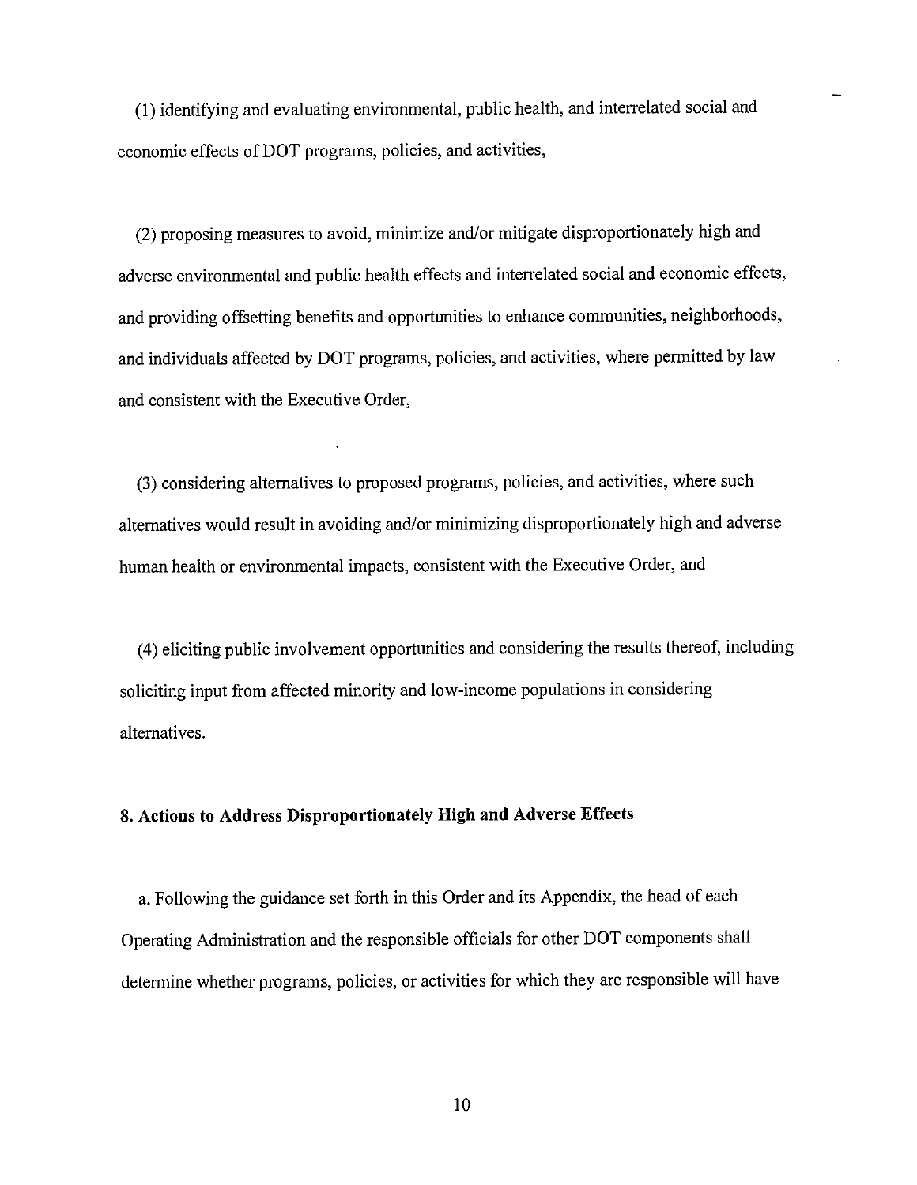(1) identifying and evaluating environmental, public health, and interrelated social and economic effects of DOT programs, policies, and activities,

(2) proposing measures to avoid, minimize and/or mitigate disproportionately high and adverse environmental and public health effects and interrelated social and economic effects, and providing offsetting benefits and opportunities to enhance communities, neighborhoods, and individuals affected by DOT programs, policies, and activities, where permitted by law and consistent with the Executive Order,

(3) considering alternatives to proposed programs, policies, and activities, where such alternatives would result in avoiding and/or minimizing disproportionately high and adverse human health or environmental impacts, consistent with the Executive Order, and

(4) eliciting public involvement opportunities and considering the results thereof, including soliciting input from affected minority and low-income populations in considering alternatives.

**8. Actions to Address Disproportionately High and Adverse Effects**

a. Following the guidance set forth in this Order and its Appendix, the head of each Operating Administration and the responsible officials for other DOT components shall determine whether programs, policies, or activities for which they are responsible will have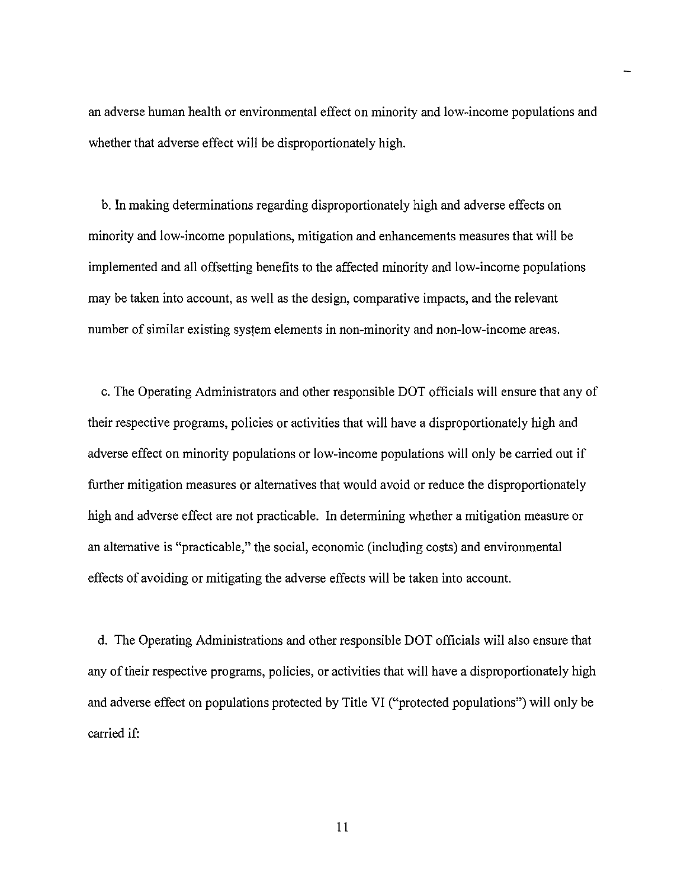an adverse human health or environmental effect on minority and low-income populations and whether that adverse effect will be disproportionately high.

b. In making determinations regarding disproportionately high and adverse effects on minority and low-income populations, mitigation and enhancements measures that will be implemented and all offsetting benefits to the affected minority and low-income populations may be taken into account, as well as the design, comparative impacts, and the relevant number of similar existing system elements in non-minority and non-low-income areas.

c. The Operating Administrators and other responsible DOT officials will ensure that any of their respective programs, policies or activities that will have a disproportionately high and adverse effect on minority populations or low-income populations will only be carried out if further mitigation measures or alternatives that would avoid or reduce the disproportionately high and adverse effect are not practicable. In determining whether a mitigation measure or an alternative is "practicable," the social, economic (including costs) and environmental effects of avoiding or mitigating the adverse effects will be taken into account.

d. The Operating Administrations and other responsible DOT officials will also ensure that any of their respective programs, policies, or activities that will have a disproportionately high and adverse effect on populations protected by Title VI ("protected populations") will only be carried if: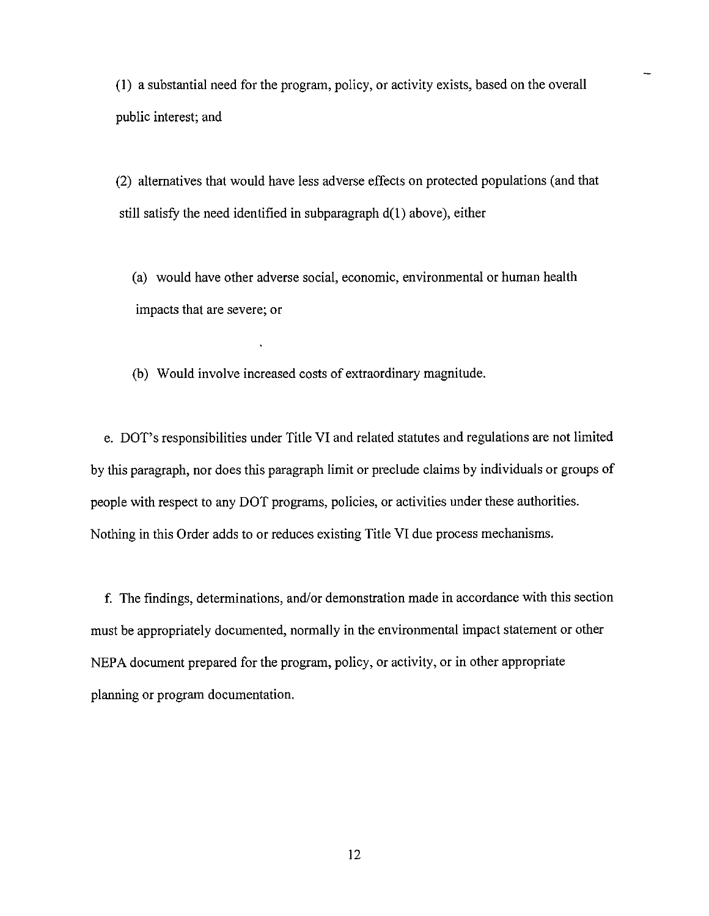(1) a substantial need for the program, policy, or activity exists, based on the overall public interest; and

(2) alternatives that would have less adverse effects on protected populations (and that still satisfy the need identified in subparagraph d(1) above), either

(a) would have other adverse social, economic, environmental or human health impacts that are severe; or

(b) Would involve increased costs of extraordinary magnitude.

e. DOT's responsibilities under Title VI and related statutes and regulations are not limited by this paragraph, nor does this paragraph limit or preclude claims by individuals or groups of people with respect to any DOT programs, policies, or activities under these authorities. Nothing in this Order adds to or reduces existing Title VI due process mechanisms.

f. The findings, determinations, and/or demonstration made in accordance with this section must be appropriately documented, normally in the environmental impact statement or other NEPA document prepared for the program, policy, or activity, or in other appropriate planning or program documentation.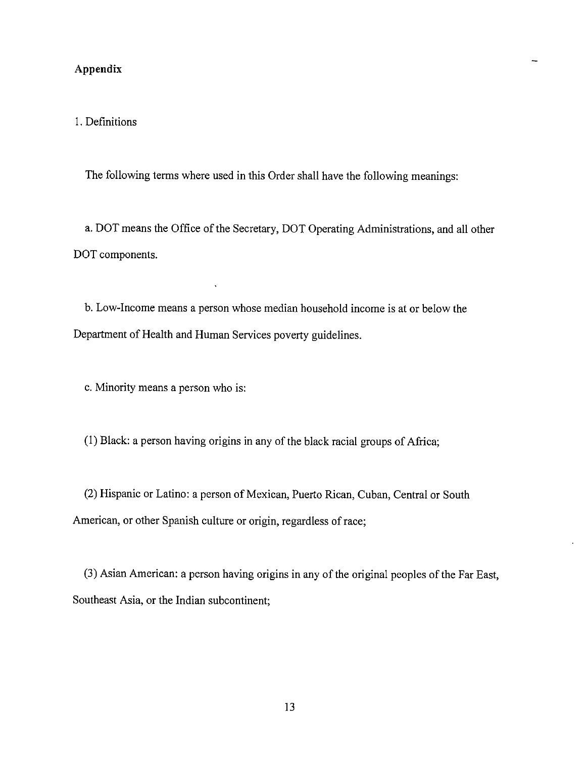## Appendix

1. Definitions

The following terms where used in this Order shall have the following meanings:

a. DOT means the Office of the Secretary, DOT Operating Administrations, and all other DOT components.

b. Low-Income means a person whose median household income is at or below the Department of Health and Human Services poverty guidelines.

c. Minority means a person who is:

(1) Black: a person having origins in any of the black racial groups of Africa;

(2) Hispanic or Latino: a person of Mexican, Puerto Rican, Cuban, Central or South American, or other Spanish culture or origin, regardless of race;

(3) Asian American: a person having origins in any of the original peoples of the Far East, Southeast Asia, or the Indian subcontinent;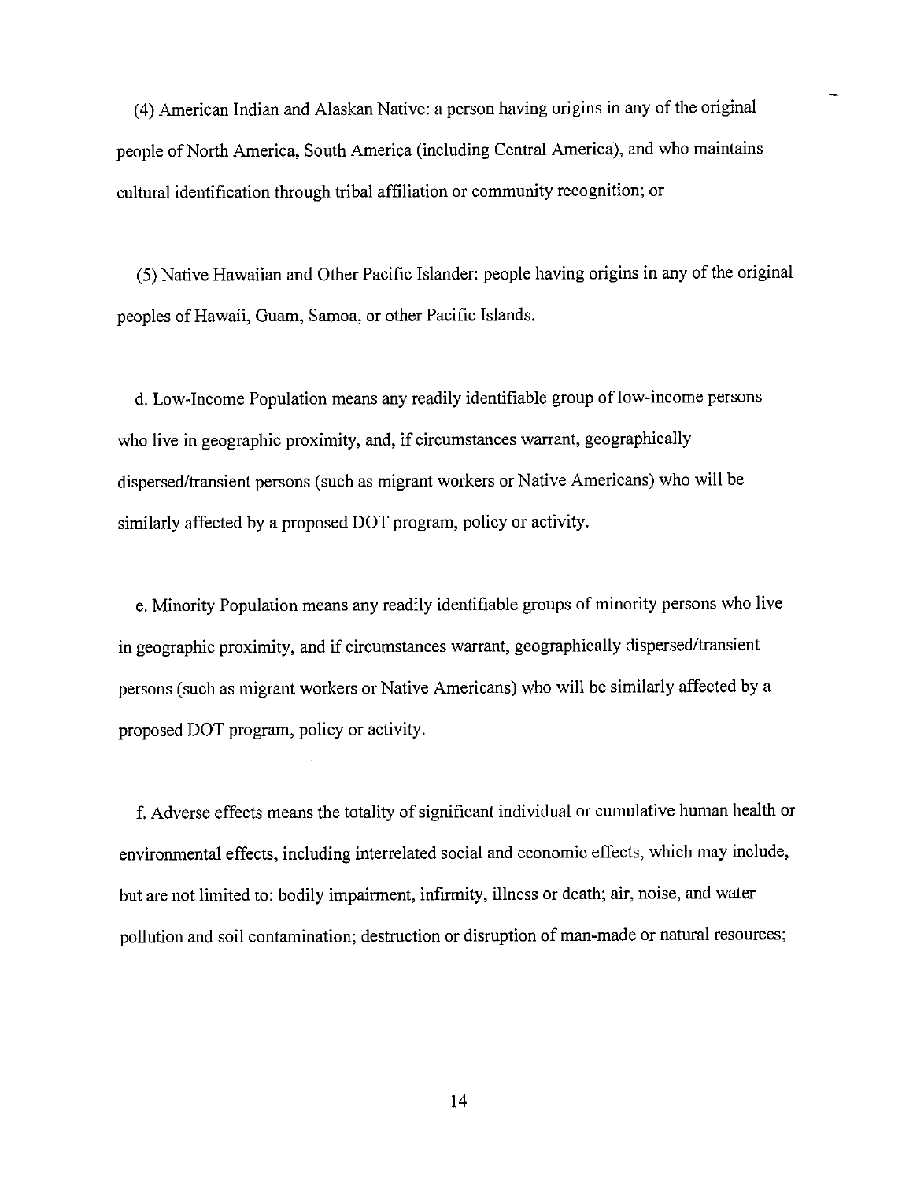(4) American Indian and Alaskan Native: a person having origins in any of the original people of North America, South America (including Central America), and who maintains cultural identification through tribal affiliation or community recognition; or

(5) Native Hawaiian and Other Pacific Islander: people having origins in any of the original peoples of Hawaii, Guam, Samoa, or other Pacific Islands.

d. Low-Income Population means any readily identifiable group of low-income persons who live in geographic proximity, and, if circumstances warrant, geographically dispersed/transient persons (such as migrant workers or Native Americans) who will be similarly affected by a proposed DOT program, policy or activity.

e. Minority Population means any readily identifiable groups of minority persons who live in geographic proximity, and if circumstances warrant, geographically dispersed/transient persons (such as migrant workers or Native Americans) who will be similarly affected by a proposed DOT program, policy or activity.

f. Adverse effects means the totality of significant individual or cumulative human health or environmental effects, including interrelated social and economic effects, which may include, but are not limited to: bodily impairment, infirmity, illness or death; air, noise, and water pollution and soil contamination; destruction or disruption of man-made or natural resources;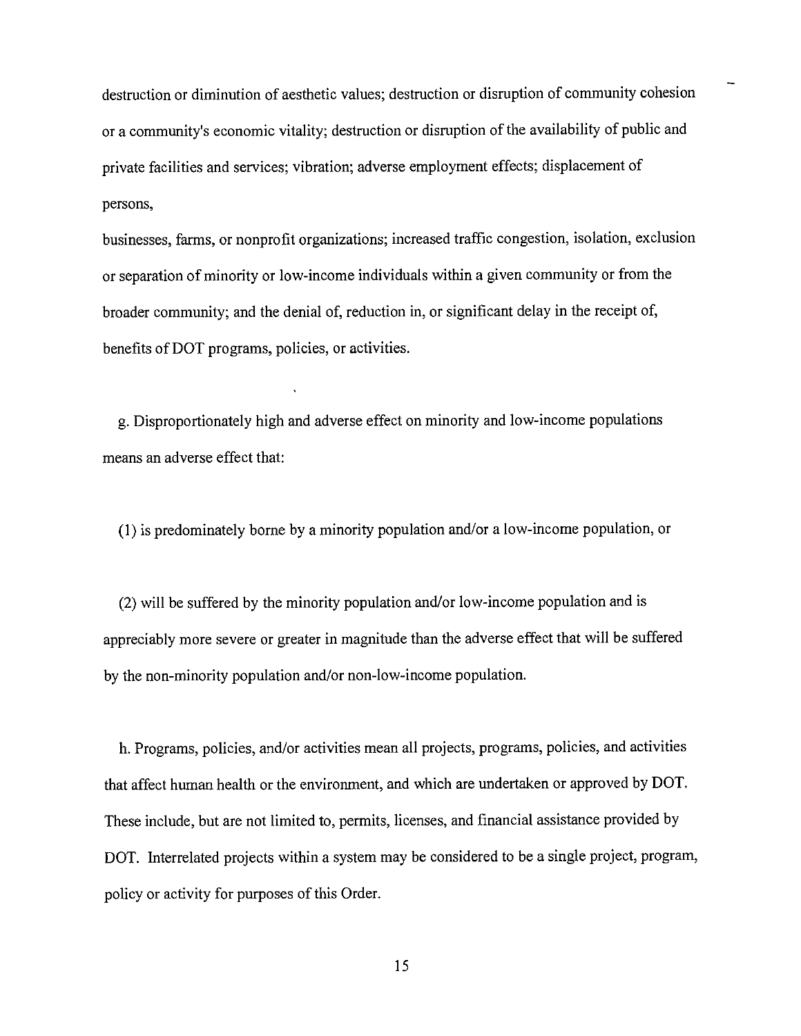destruction or diminution of aesthetic values; destruction or disruption of community cohesion or a community's economic vitality; destruction or disruption of the availability of public and private facilities and services; vibration; adverse employment effects; displacement of persons,

businesses, farms, or nonprofit organizations; increased traffic congestion, isolation, exclusion or separation of minority or low-income individuals within a given community or from the broader community; and the denial of, reduction in, or significant delay in the receipt of, benefits of DOT programs, policies, or activities.

g. Disproportionately high and adverse effect on minority and low-income populations means an adverse effect that:

(1) is predominately borne by a minority population and/or a low-income population, or

(2) will be suffered by the minority population and/or low-income population and is appreciably more severe or greater in magnitude than the adverse effect that will be suffered by the non-minority population and/or non-low-income population.

h. Programs, policies, and/or activities mean all projects, programs, policies, and activities that affect human health or the environment, and which are undertaken or approved by DOT. These include, but are not limited to, permits, licenses, and financial assistance provided by DOT. Interrelated projects within a system may be considered to be a single project, program, policy or activity for purposes of this Order.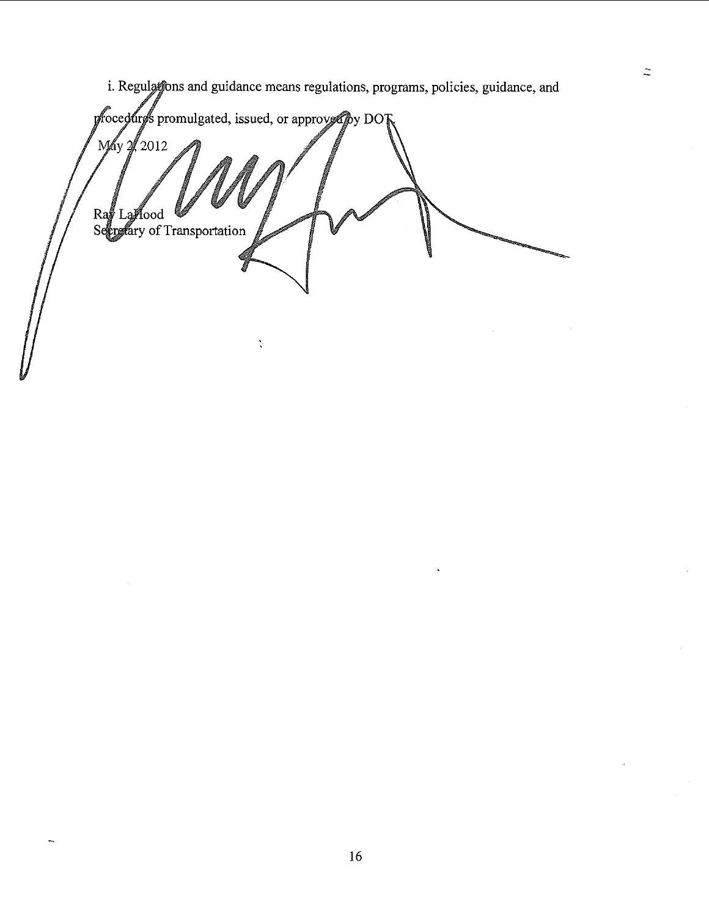i. Regulations and guidance means regulations, programs, policies, guidance, and procedures promulgated, issued, or approved by DOT.

May 2, 2012

Ray LaHood
Secretary of Transportation